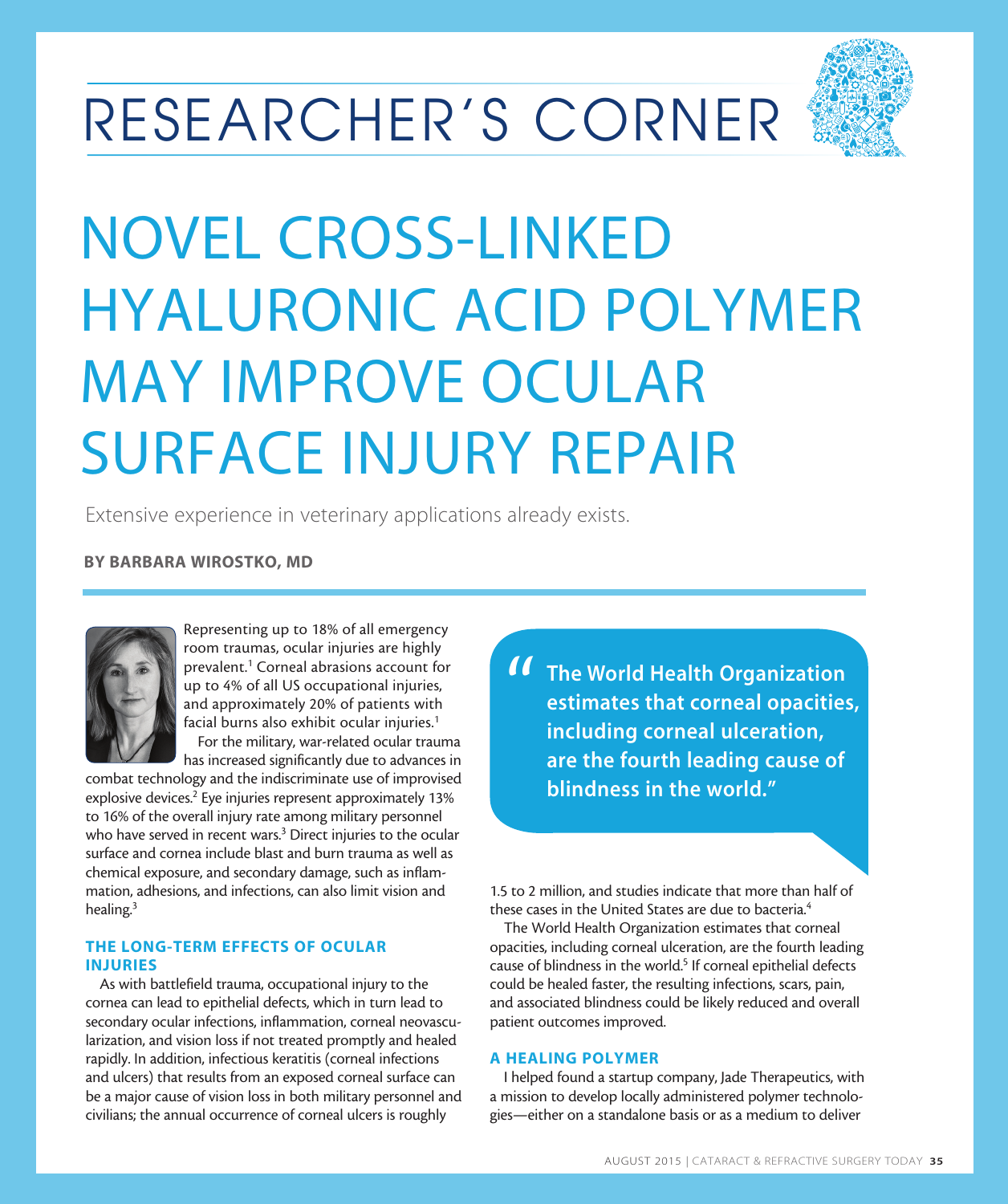# RESEARCHER'S CORNER

# NOVEL CROSS-LINKED HYALURONIC ACID POLYMER MAY IMPROVE OCULAR SURFACE INJURY REPAIR

Extensive experience in veterinary applications already exists.

**BY BARBARA WIROSTKO, MD**

Representing up to 18% of all emergency room traumas, ocular injuries are highly prevalent.[1] Corneal abrasions account for up to 4% of all US occupational injuries, and approximately 20% of patients with facial burns also exhibit ocular injuries.[1]

For the military, war-related ocular trauma has increased significantly due to advances in combat technology and the indiscriminate use of improvised explosive devices.[2] Eye injuries represent approximately 13% to 16% of the overall injury rate among military personnel who have served in recent wars.[3] Direct injuries to the ocular surface and cornea include blast and burn trauma as well as chemical exposure, and secondary damage, such as inflammation, adhesions, and infections, can also limit vision and healing.[3]

## THE LONG-TERM EFFECTS OF OCULAR INJURIES

As with battlefield trauma, occupational injury to the cornea can lead to epithelial defects, which in turn lead to secondary ocular infections, inflammation, corneal neovascularization, and vision loss if not treated promptly and healed rapidly. In addition, infectious keratitis (corneal infections and ulcers) that results from an exposed corneal surface can be a major cause of vision loss in both military personnel and civilians; the annual occurrence of corneal ulcers is roughly 1.5 to 2 million, and studies indicate that more than half of these cases in the United States are due to bacteria.[4]

> "The World Health Organization estimates that corneal opacities, including corneal ulceration, are the fourth leading cause of blindness in the world."

The World Health Organization estimates that corneal opacities, including corneal ulceration, are the fourth leading cause of blindness in the world.[5] If corneal epithelial defects could be healed faster, the resulting infections, scars, pain, and associated blindness could be likely reduced and overall patient outcomes improved.

## A HEALING POLYMER

I helped found a startup company, Jade Therapeutics, with a mission to develop locally administered polymer technologies—either on a standalone basis or as a medium to deliver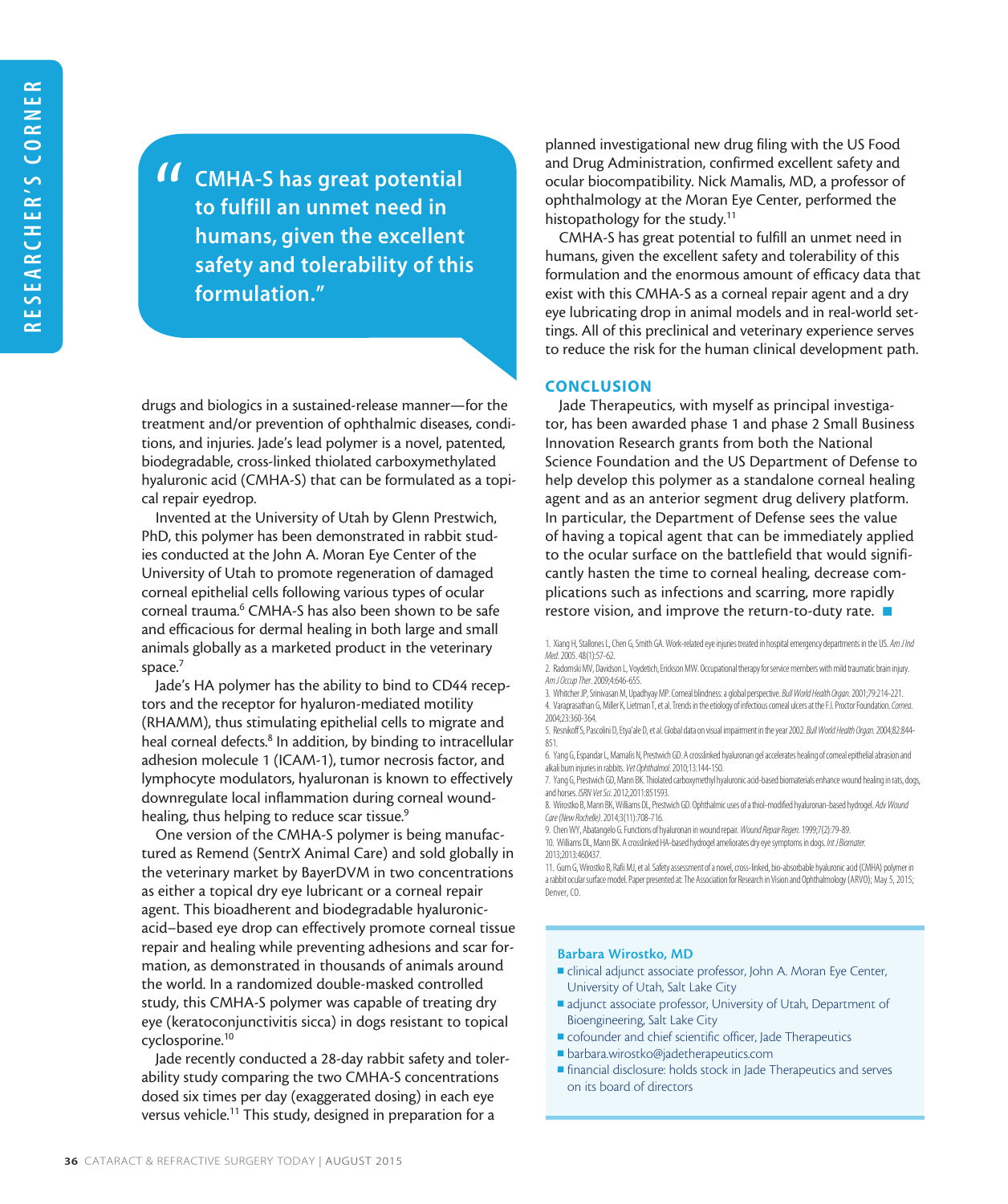> CMHA-S has great potential to fulfill an unmet need in humans, given the excellent safety and tolerability of this formulation.

drugs and biologics in a sustained-release manner—for the treatment and/or prevention of ophthalmic diseases, conditions, and injuries. Jade's lead polymer is a novel, patented, biodegradable, cross-linked thiolated carboxymethylated hyaluronic acid (CMHA-S) that can be formulated as a topical repair eyedrop.

Invented at the University of Utah by Glenn Prestwich, PhD, this polymer has been demonstrated in rabbit studies conducted at the John A. Moran Eye Center of the University of Utah to promote regeneration of damaged corneal epithelial cells following various types of ocular corneal trauma.[6] CMHA-S has also been shown to be safe and efficacious for dermal healing in both large and small animals globally as a marketed product in the veterinary space.[7]

Jade's HA polymer has the ability to bind to CD44 receptors and the receptor for hyaluron-mediated motility (RHAMM), thus stimulating epithelial cells to migrate and heal corneal defects.[8] In addition, by binding to intracellular adhesion molecule 1 (ICAM-1), tumor necrosis factor, and lymphocyte modulators, hyaluronan is known to effectively downregulate local inflammation during corneal wound-healing, thus helping to reduce scar tissue.[9]

One version of the CMHA-S polymer is being manufactured as Remend (SentrX Animal Care) and sold globally in the veterinary market by BayerDVM in two concentrations as either a topical dry eye lubricant or a corneal repair agent. This bioadherent and biodegradable hyaluronic-acid–based eye drop can effectively promote corneal tissue repair and healing while preventing adhesions and scar formation, as demonstrated in thousands of animals around the world. In a randomized double-masked controlled study, this CMHA-S polymer was capable of treating dry eye (keratoconjunctivitis sicca) in dogs resistant to topical cyclosporine.[10]

Jade recently conducted a 28-day rabbit safety and tolerability study comparing the two CMHA-S concentrations dosed six times per day (exaggerated dosing) in each eye versus vehicle.[11] This study, designed in preparation for a planned investigational new drug filing with the US Food and Drug Administration, confirmed excellent safety and ocular biocompatibility. Nick Mamalis, MD, a professor of ophthalmology at the Moran Eye Center, performed the histopathology for the study.[11]

CMHA-S has great potential to fulfill an unmet need in humans, given the excellent safety and tolerability of this formulation and the enormous amount of efficacy data that exist with this CMHA-S as a corneal repair agent and a dry eye lubricating drop in animal models and in real-world settings. All of this preclinical and veterinary experience serves to reduce the risk for the human clinical development path.

## CONCLUSION

Jade Therapeutics, with myself as principal investigator, has been awarded phase 1 and phase 2 Small Business Innovation Research grants from both the National Science Foundation and the US Department of Defense to help develop this polymer as a standalone corneal healing agent and as an anterior segment drug delivery platform. In particular, the Department of Defense sees the value of having a topical agent that can be immediately applied to the ocular surface on the battlefield that would significantly hasten the time to corneal healing, decrease complications such as infections and scarring, more rapidly restore vision, and improve the return-to-duty rate. ■

1. Xiang H, Stallones L, Chen G, Smith GA. Work-related eye injuries treated in hospital emergency departments in the US. *Am J Ind Med*. 2005. 48(1):57-62.
2. Radomski MV, Davidson L, Voydetich, Erickson MW. Occupational therapy for service members with mild traumatic brain injury. *Am J Occup Ther*. 2009;4:646-655.
3. Whitcher JP, Srinivasan M, Upadhyay MP. Corneal blindness: a global perspective. *Bull World Health Organ*. 2001;79:214-221.
4. Varaprasathan G, Miller K, Lietman T, et al. Trends in the etiology of infectious corneal ulcers at the F.I. Proctor Foundation. *Cornea*. 2004;23:360-364.
5. Resnikoff S, Pascolini D, Etya'ale D, et al. Global data on visual impairment in the year 2002. *Bull World Health Organ*. 2004;82:844-851.
6. Yang G, Espandar L, Mamalis N, Prestwich GD. A crosslinked hyaluronan gel accelerates healing of corneal epithelial abrasion and alkali burn injuries in rabbits. *Vet Ophthalmol*. 2010;13:144-150.
7. Yang G, Prestwich GD, Mann BK. Thiolated carboxymethyl hyaluronic acid-based biomaterials enhance wound healing in rats, dogs, and horses. *ISRN Vet Sci*. 2012;2011:851593.
8. Wirostko B, Mann BK, Williams DL, Prestwich GD. Ophthalmic uses of a thiol-modified hyaluronan-based hydrogel. *Adv Wound Care (New Rochelle)*. 2014;3(11):708-716.
9. Chen WY, Abatangelo G. Functions of hyaluronan in wound repair. *Wound Repair Regen*. 1999;7(2):79-89.
10. Williams DL, Mann BK. A crosslinked HA-based hydrogel ameliorates dry eye symptoms in dogs. *Int J Biomater*. 2013;2013:460437.
11. Gum G, Wirostko B, Rafii MJ, et al. Safety assessment of a novel, cross-linked, bio-absorbable hyaluronic acid (CMHA) polymer in a rabbit ocular surface model. Paper presented at: The Association for Research in Vision and Ophthalmology (ARVO); May 5, 2015; Denver, CO.

**Barbara Wirostko, MD**

- clinical adjunct associate professor, John A. Moran Eye Center, University of Utah, Salt Lake City
- adjunct associate professor, University of Utah, Department of Bioengineering, Salt Lake City
- cofounder and chief scientific officer, Jade Therapeutics
- barbara.wirostko@jadetherapeutics.com
- financial disclosure: holds stock in Jade Therapeutics and serves on its board of directors